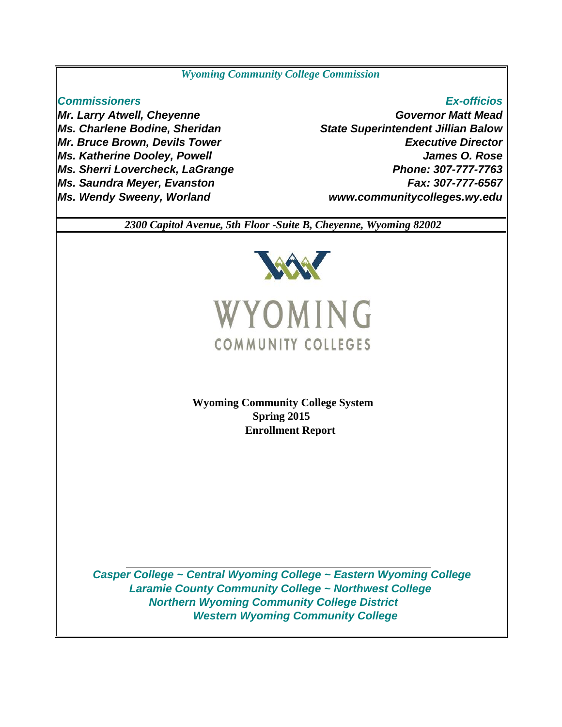*Wyoming Community College Commission*

***Commissioners***
***Mr. Larry Atwell, Cheyenne***
***Ms. Charlene Bodine, Sheridan***
***Mr. Bruce Brown, Devils Tower***
***Ms. Katherine Dooley, Powell***
***Ms. Sherri Lovercheck, LaGrange***
***Ms. Saundra Meyer, Evanston***
***Ms. Wendy Sweeny, Worland***

***Ex-officios***
***Governor Matt Mead***
***State Superintendent Jillian Balow***
***Executive Director***
***James O. Rose***
***Phone: 307-777-7763***
***Fax: 307-777-6567***
***www.communitycolleges.wy.edu***

*2300 Capitol Avenue, 5th Floor -Suite B, Cheyenne, Wyoming 82002*

WYOMING
COMMUNITY COLLEGES

**Wyoming Community College System**
**Spring 2015**
**Enrollment Report**

***Casper College ~ Central Wyoming College ~ Eastern Wyoming College***
***Laramie County Community College ~ Northwest College***
***Northern Wyoming Community College District***
***Western Wyoming Community College***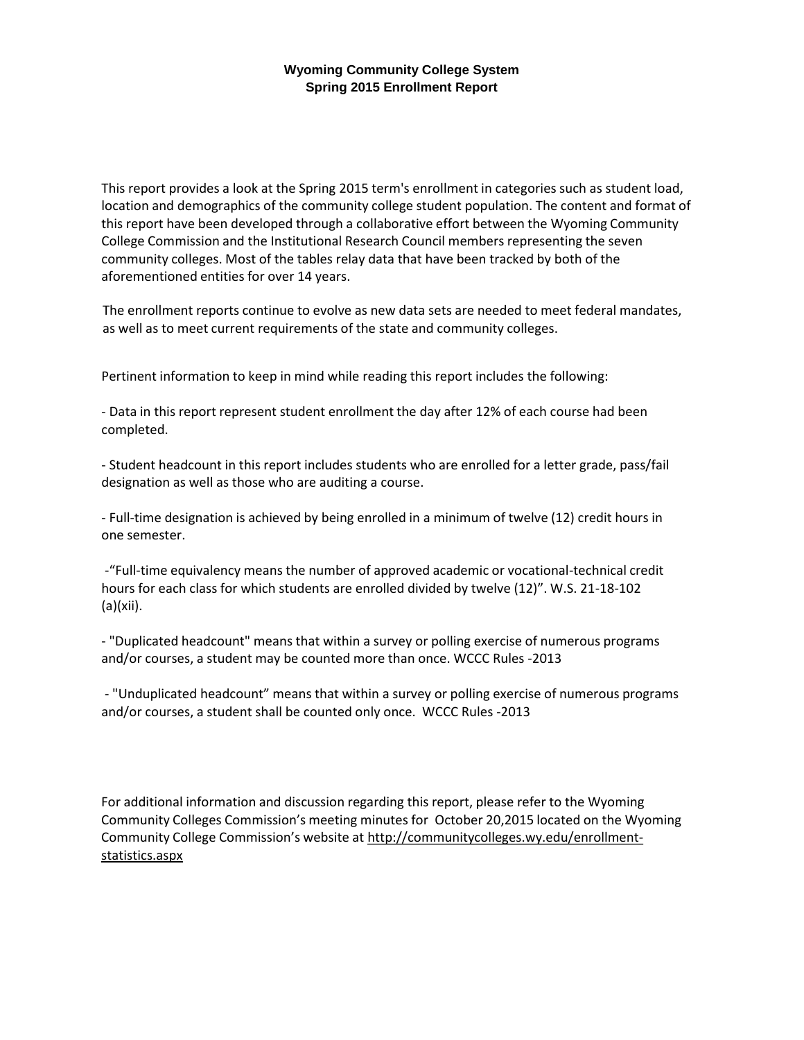# Wyoming Community College System
## Spring 2015 Enrollment Report

This report provides a look at the Spring 2015 term's enrollment in categories such as student load, location and demographics of the community college student population. The content and format of this report have been developed through a collaborative effort between the Wyoming Community College Commission and the Institutional Research Council members representing the seven community colleges. Most of the tables relay data that have been tracked by both of the aforementioned entities for over 14 years.

The enrollment reports continue to evolve as new data sets are needed to meet federal mandates, as well as to meet current requirements of the state and community colleges.

Pertinent information to keep in mind while reading this report includes the following:

- Data in this report represent student enrollment the day after 12% of each course had been completed.

- Student headcount in this report includes students who are enrolled for a letter grade, pass/fail designation as well as those who are auditing a course.

- Full-time designation is achieved by being enrolled in a minimum of twelve (12) credit hours in one semester.

- "Full-time equivalency means the number of approved academic or vocational-technical credit hours for each class for which students are enrolled divided by twelve (12)". W.S. 21-18-102 (a)(xii).

- "Duplicated headcount" means that within a survey or polling exercise of numerous programs and/or courses, a student may be counted more than once. WCCC Rules -2013

- "Unduplicated headcount" means that within a survey or polling exercise of numerous programs and/or courses, a student shall be counted only once. WCCC Rules -2013

For additional information and discussion regarding this report, please refer to the Wyoming Community Colleges Commission's meeting minutes for October 20,2015 located on the Wyoming Community College Commission's website at http://communitycolleges.wy.edu/enrollment-statistics.aspx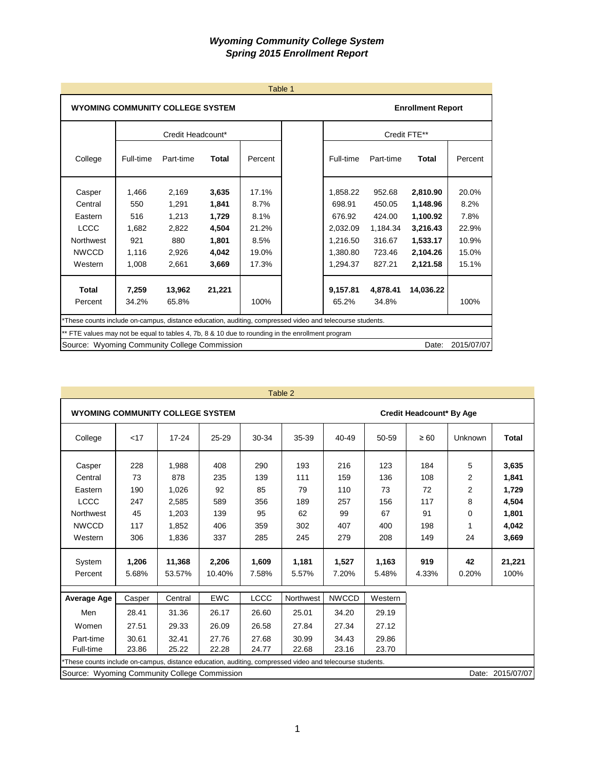# *Wyoming Community College System*
# *Spring 2015 Enrollment Report*

Table 1

**WYOMING COMMUNITY COLLEGE SYSTEM** — **Enrollment Report**

| College | Credit Headcount* | | | | | Credit FTE** | | | |
|---|---|---|---|---|---|---|---|---|---|
| | Full-time | Part-time | **Total** | Percent | | Full-time | Part-time | **Total** | Percent |
| Casper | 1,466 | 2,169 | **3,635** | 17.1% | | 1,858.22 | 952.68 | **2,810.90** | 20.0% |
| Central | 550 | 1,291 | **1,841** | 8.7% | | 698.91 | 450.05 | **1,148.96** | 8.2% |
| Eastern | 516 | 1,213 | **1,729** | 8.1% | | 676.92 | 424.00 | **1,100.92** | 7.8% |
| LCCC | 1,682 | 2,822 | **4,504** | 21.2% | | 2,032.09 | 1,184.34 | **3,216.43** | 22.9% |
| Northwest | 921 | 880 | **1,801** | 8.5% | | 1,216.50 | 316.67 | **1,533.17** | 10.9% |
| NWCCD | 1,116 | 2,926 | **4,042** | 19.0% | | 1,380.80 | 723.46 | **2,104.26** | 15.0% |
| Western | 1,008 | 2,661 | **3,669** | 17.3% | | 1,294.37 | 827.21 | **2,121.58** | 15.1% |
| **Total** | **7,259** | **13,962** | **21,221** | | | **9,157.81** | **4,878.41** | **14,036.22** | |
| Percent | 34.2% | 65.8% | | 100% | | 65.2% | 34.8% | | 100% |

*These counts include on-campus, distance education, auditing, compressed video and telecourse students.

** FTE values may not be equal to tables 4, 7b, 8 & 10 due to rounding in the enrollment program

Source: Wyoming Community College Commission — Date: 2015/07/07

Table 2

**WYOMING COMMUNITY COLLEGE SYSTEM** — **Credit Headcount* By Age**

| College | <17 | 17-24 | 25-29 | 30-34 | 35-39 | 40-49 | 50-59 | ≥ 60 | Unknown | **Total** |
|---|---|---|---|---|---|---|---|---|---|---|
| Casper | 228 | 1,988 | 408 | 290 | 193 | 216 | 123 | 184 | 5 | **3,635** |
| Central | 73 | 878 | 235 | 139 | 111 | 159 | 136 | 108 | 2 | **1,841** |
| Eastern | 190 | 1,026 | 92 | 85 | 79 | 110 | 73 | 72 | 2 | **1,729** |
| LCCC | 247 | 2,585 | 589 | 356 | 189 | 257 | 156 | 117 | 8 | **4,504** |
| Northwest | 45 | 1,203 | 139 | 95 | 62 | 99 | 67 | 91 | 0 | **1,801** |
| NWCCD | 117 | 1,852 | 406 | 359 | 302 | 407 | 400 | 198 | 1 | **4,042** |
| Western | 306 | 1,836 | 337 | 285 | 245 | 279 | 208 | 149 | 24 | **3,669** |
| System | **1,206** | **11,368** | **2,206** | **1,609** | **1,181** | **1,527** | **1,163** | **919** | **42** | **21,221** |
| Percent | 5.68% | 53.57% | 10.40% | 7.58% | 5.57% | 7.20% | 5.48% | 4.33% | 0.20% | 100% |

| **Average Age** | Casper | Central | EWC | LCCC | Northwest | NWCCD | Western |
|---|---|---|---|---|---|---|---|
| Men | 28.41 | 31.36 | 26.17 | 26.60 | 25.01 | 34.20 | 29.19 |
| Women | 27.51 | 29.33 | 26.09 | 26.58 | 27.84 | 27.34 | 27.12 |
| Part-time | 30.61 | 32.41 | 27.76 | 27.68 | 30.99 | 34.43 | 29.86 |
| Full-time | 23.86 | 25.22 | 22.28 | 24.77 | 22.68 | 23.16 | 23.70 |

*These counts include on-campus, distance education, auditing, compressed video and telecourse students.

Source: Wyoming Community College Commission — Date: 2015/07/07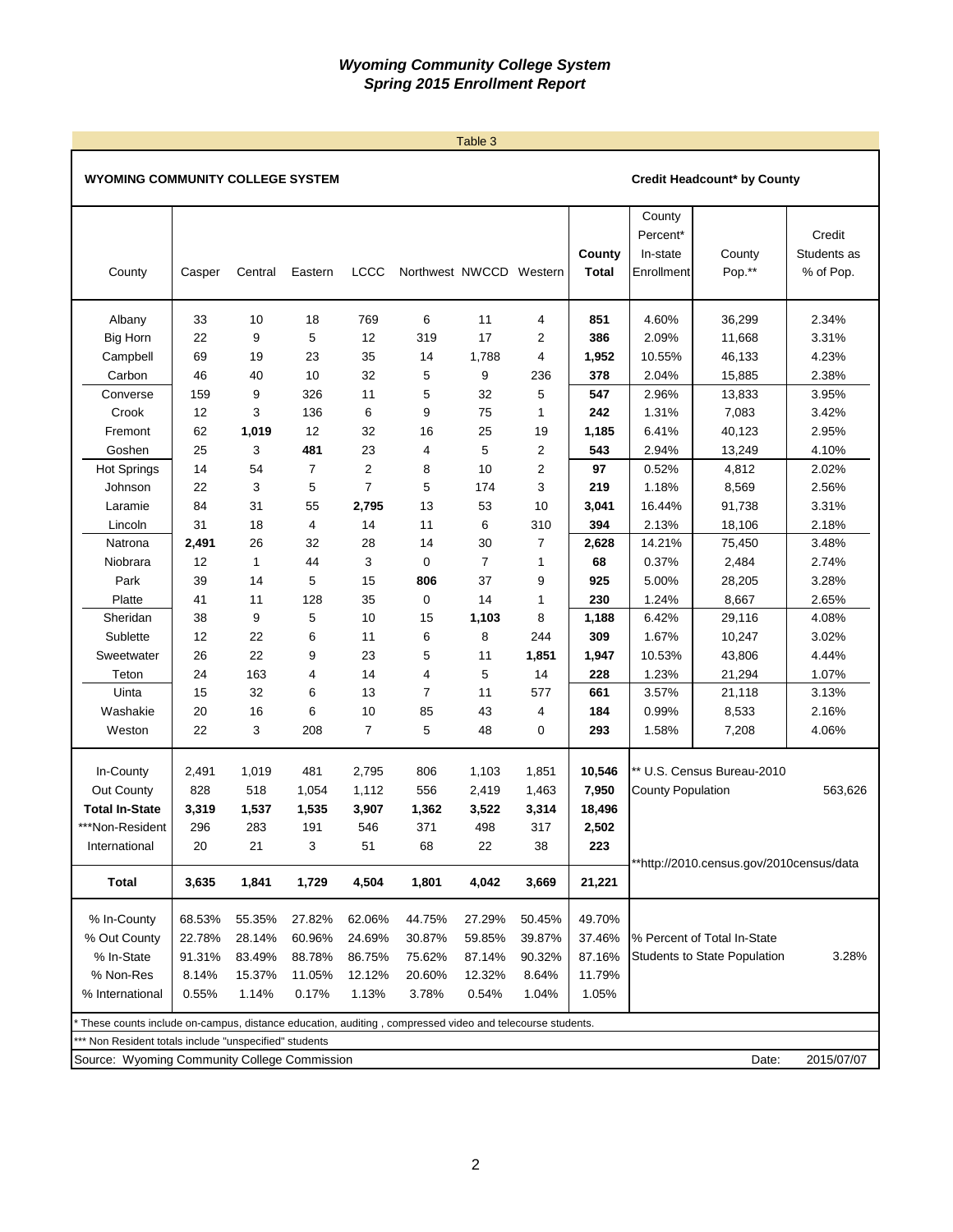# *Wyoming Community College System*
## *Spring 2015 Enrollment Report*

Table 3

**WYOMING COMMUNITY COLLEGE SYSTEM** — **Credit Headcount* by County**

| County | Casper | Central | Eastern | LCCC | Northwest | NWCCD | Western | **County Total** | County Percent* In-state Enrollment | County Pop.** | Credit Students as % of Pop. |
|---|---|---|---|---|---|---|---|---|---|---|---|
| Albany | 33 | 10 | 18 | 769 | 6 | 11 | 4 | **851** | 4.60% | 36,299 | 2.34% |
| Big Horn | 22 | 9 | 5 | 12 | 319 | 17 | 2 | **386** | 2.09% | 11,668 | 3.31% |
| Campbell | 69 | 19 | 23 | 35 | 14 | 1,788 | 4 | **1,952** | 10.55% | 46,133 | 4.23% |
| Carbon | 46 | 40 | 10 | 32 | 5 | 9 | 236 | **378** | 2.04% | 15,885 | 2.38% |
| Converse | 159 | 9 | 326 | 11 | 5 | 32 | 5 | **547** | 2.96% | 13,833 | 3.95% |
| Crook | 12 | 3 | 136 | 6 | 9 | 75 | 1 | **242** | 1.31% | 7,083 | 3.42% |
| Fremont | 62 | **1,019** | 12 | 32 | 16 | 25 | 19 | **1,185** | 6.41% | 40,123 | 2.95% |
| Goshen | 25 | 3 | **481** | 23 | 4 | 5 | 2 | **543** | 2.94% | 13,249 | 4.10% |
| Hot Springs | 14 | 54 | 7 | 2 | 8 | 10 | 2 | **97** | 0.52% | 4,812 | 2.02% |
| Johnson | 22 | 3 | 5 | 7 | 5 | 174 | 3 | **219** | 1.18% | 8,569 | 2.56% |
| Laramie | 84 | 31 | 55 | **2,795** | 13 | 53 | 10 | **3,041** | 16.44% | 91,738 | 3.31% |
| Lincoln | 31 | 18 | 4 | 14 | 11 | 6 | 310 | **394** | 2.13% | 18,106 | 2.18% |
| Natrona | **2,491** | 26 | 32 | 28 | 14 | 30 | 7 | **2,628** | 14.21% | 75,450 | 3.48% |
| Niobrara | 12 | 1 | 44 | 3 | 0 | 7 | 1 | **68** | 0.37% | 2,484 | 2.74% |
| Park | 39 | 14 | 5 | 15 | **806** | 37 | 9 | **925** | 5.00% | 28,205 | 3.28% |
| Platte | 41 | 11 | 128 | 35 | 0 | 14 | 1 | **230** | 1.24% | 8,667 | 2.65% |
| Sheridan | 38 | 9 | 5 | 10 | 15 | **1,103** | 8 | **1,188** | 6.42% | 29,116 | 4.08% |
| Sublette | 12 | 22 | 6 | 11 | 6 | 8 | 244 | **309** | 1.67% | 10,247 | 3.02% |
| Sweetwater | 26 | 22 | 9 | 23 | 5 | 11 | **1,851** | **1,947** | 10.53% | 43,806 | 4.44% |
| Teton | 24 | 163 | 4 | 14 | 4 | 5 | 14 | **228** | 1.23% | 21,294 | 1.07% |
| Uinta | 15 | 32 | 6 | 13 | 7 | 11 | 577 | **661** | 3.57% | 21,118 | 3.13% |
| Washakie | 20 | 16 | 6 | 10 | 85 | 43 | 4 | **184** | 0.99% | 8,533 | 2.16% |
| Weston | 22 | 3 | 208 | 7 | 5 | 48 | 0 | **293** | 1.58% | 7,208 | 4.06% |
| In-County | 2,491 | 1,019 | 481 | 2,795 | 806 | 1,103 | 1,851 | **10,546** | ** U.S. Census Bureau-2010 | | |
| Out County | 828 | 518 | 1,054 | 1,112 | 556 | 2,419 | 1,463 | **7,950** | County Population | | 563,626 |
| **Total In-State** | **3,319** | **1,537** | **1,535** | **3,907** | **1,362** | **3,522** | **3,314** | **18,496** | | | |
| ***Non-Resident | 296 | 283 | 191 | 546 | 371 | 498 | 317 | **2,502** | | | |
| International | 20 | 21 | 3 | 51 | 68 | 22 | 38 | **223** | **http://2010.census.gov/2010census/data | | |
| **Total** | **3,635** | **1,841** | **1,729** | **4,504** | **1,801** | **4,042** | **3,669** | **21,221** | | | |
| % In-County | 68.53% | 55.35% | 27.82% | 62.06% | 44.75% | 27.29% | 50.45% | 49.70% | | | |
| % Out County | 22.78% | 28.14% | 60.96% | 24.69% | 30.87% | 59.85% | 39.87% | 37.46% | % Percent of Total In-State | | |
| % In-State | 91.31% | 83.49% | 88.78% | 86.75% | 75.62% | 87.14% | 90.32% | 87.16% | Students to State Population | | 3.28% |
| % Non-Res | 8.14% | 15.37% | 11.05% | 12.12% | 20.60% | 12.32% | 8.64% | 11.79% | | | |
| % International | 0.55% | 1.14% | 0.17% | 1.13% | 3.78% | 0.54% | 1.04% | 1.05% | | | |

\* These counts include on-campus, distance education, auditing , compressed video and telecourse students.

*** Non Resident totals include "unspecified" students

Source: Wyoming Community College Commission — Date: 2015/07/07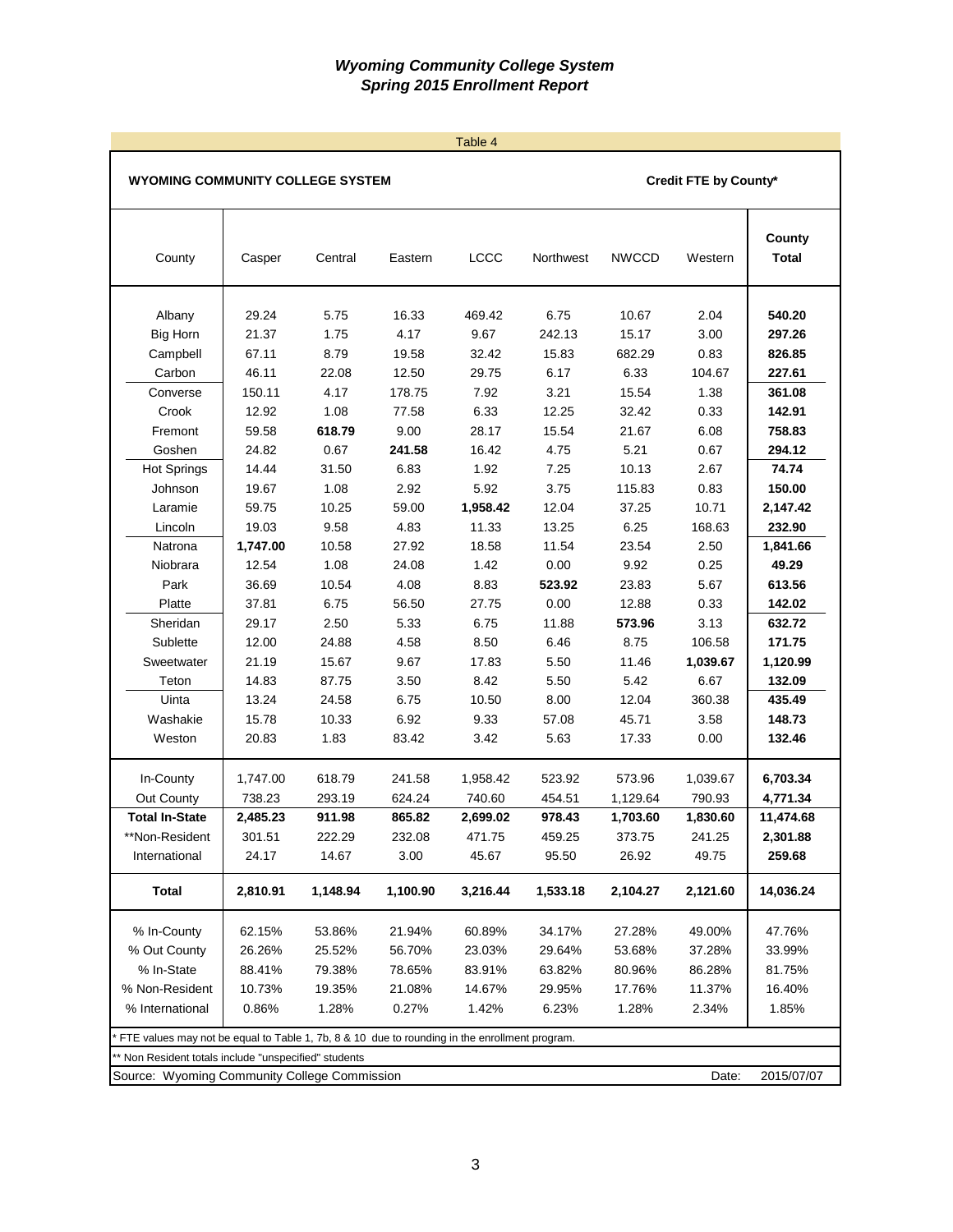## *Wyoming Community College System*
## *Spring 2015 Enrollment Report*

Table 4

**WYOMING COMMUNITY COLLEGE SYSTEM** — **Credit FTE by County***

| County | Casper | Central | Eastern | LCCC | Northwest | NWCCD | Western | County Total |
|---|---|---|---|---|---|---|---|---|
| Albany | 29.24 | 5.75 | 16.33 | 469.42 | 6.75 | 10.67 | 2.04 | **540.20** |
| Big Horn | 21.37 | 1.75 | 4.17 | 9.67 | 242.13 | 15.17 | 3.00 | **297.26** |
| Campbell | 67.11 | 8.79 | 19.58 | 32.42 | 15.83 | 682.29 | 0.83 | **826.85** |
| Carbon | 46.11 | 22.08 | 12.50 | 29.75 | 6.17 | 6.33 | 104.67 | **227.61** |
| Converse | 150.11 | 4.17 | 178.75 | 7.92 | 3.21 | 15.54 | 1.38 | **361.08** |
| Crook | 12.92 | 1.08 | 77.58 | 6.33 | 12.25 | 32.42 | 0.33 | **142.91** |
| Fremont | 59.58 | **618.79** | 9.00 | 28.17 | 15.54 | 21.67 | 6.08 | **758.83** |
| Goshen | 24.82 | 0.67 | **241.58** | 16.42 | 4.75 | 5.21 | 0.67 | **294.12** |
| Hot Springs | 14.44 | 31.50 | 6.83 | 1.92 | 7.25 | 10.13 | 2.67 | **74.74** |
| Johnson | 19.67 | 1.08 | 2.92 | 5.92 | 3.75 | 115.83 | 0.83 | **150.00** |
| Laramie | 59.75 | 10.25 | 59.00 | **1,958.42** | 12.04 | 37.25 | 10.71 | **2,147.42** |
| Lincoln | 19.03 | 9.58 | 4.83 | 11.33 | 13.25 | 6.25 | 168.63 | **232.90** |
| Natrona | **1,747.00** | 10.58 | 27.92 | 18.58 | 11.54 | 23.54 | 2.50 | **1,841.66** |
| Niobrara | 12.54 | 1.08 | 24.08 | 1.42 | 0.00 | 9.92 | 0.25 | **49.29** |
| Park | 36.69 | 10.54 | 4.08 | 8.83 | **523.92** | 23.83 | 5.67 | **613.56** |
| Platte | 37.81 | 6.75 | 56.50 | 27.75 | 0.00 | 12.88 | 0.33 | **142.02** |
| Sheridan | 29.17 | 2.50 | 5.33 | 6.75 | 11.88 | **573.96** | 3.13 | **632.72** |
| Sublette | 12.00 | 24.88 | 4.58 | 8.50 | 6.46 | 8.75 | 106.58 | **171.75** |
| Sweetwater | 21.19 | 15.67 | 9.67 | 17.83 | 5.50 | 11.46 | **1,039.67** | **1,120.99** |
| Teton | 14.83 | 87.75 | 3.50 | 8.42 | 5.50 | 5.42 | 6.67 | **132.09** |
| Uinta | 13.24 | 24.58 | 6.75 | 10.50 | 8.00 | 12.04 | 360.38 | **435.49** |
| Washakie | 15.78 | 10.33 | 6.92 | 9.33 | 57.08 | 45.71 | 3.58 | **148.73** |
| Weston | 20.83 | 1.83 | 83.42 | 3.42 | 5.63 | 17.33 | 0.00 | **132.46** |
| In-County | 1,747.00 | 618.79 | 241.58 | 1,958.42 | 523.92 | 573.96 | 1,039.67 | **6,703.34** |
| Out County | 738.23 | 293.19 | 624.24 | 740.60 | 454.51 | 1,129.64 | 790.93 | **4,771.34** |
| **Total In-State** | **2,485.23** | **911.98** | **865.82** | **2,699.02** | **978.43** | **1,703.60** | **1,830.60** | **11,474.68** |
| **Non-Resident | 301.51 | 222.29 | 232.08 | 471.75 | 459.25 | 373.75 | 241.25 | **2,301.88** |
| International | 24.17 | 14.67 | 3.00 | 45.67 | 95.50 | 26.92 | 49.75 | **259.68** |
| **Total** | **2,810.91** | **1,148.94** | **1,100.90** | **3,216.44** | **1,533.18** | **2,104.27** | **2,121.60** | **14,036.24** |
| % In-County | 62.15% | 53.86% | 21.94% | 60.89% | 34.17% | 27.28% | 49.00% | 47.76% |
| % Out County | 26.26% | 25.52% | 56.70% | 23.03% | 29.64% | 53.68% | 37.28% | 33.99% |
| % In-State | 88.41% | 79.38% | 78.65% | 83.91% | 63.82% | 80.96% | 86.28% | 81.75% |
| % Non-Resident | 10.73% | 19.35% | 21.08% | 14.67% | 29.95% | 17.76% | 11.37% | 16.40% |
| % International | 0.86% | 1.28% | 0.27% | 1.42% | 6.23% | 1.28% | 2.34% | 1.85% |

* FTE values may not be equal to Table 1, 7b, 8 & 10 due to rounding in the enrollment program.

** Non Resident totals include "unspecified" students

Source: Wyoming Community College Commission — Date: 2015/07/07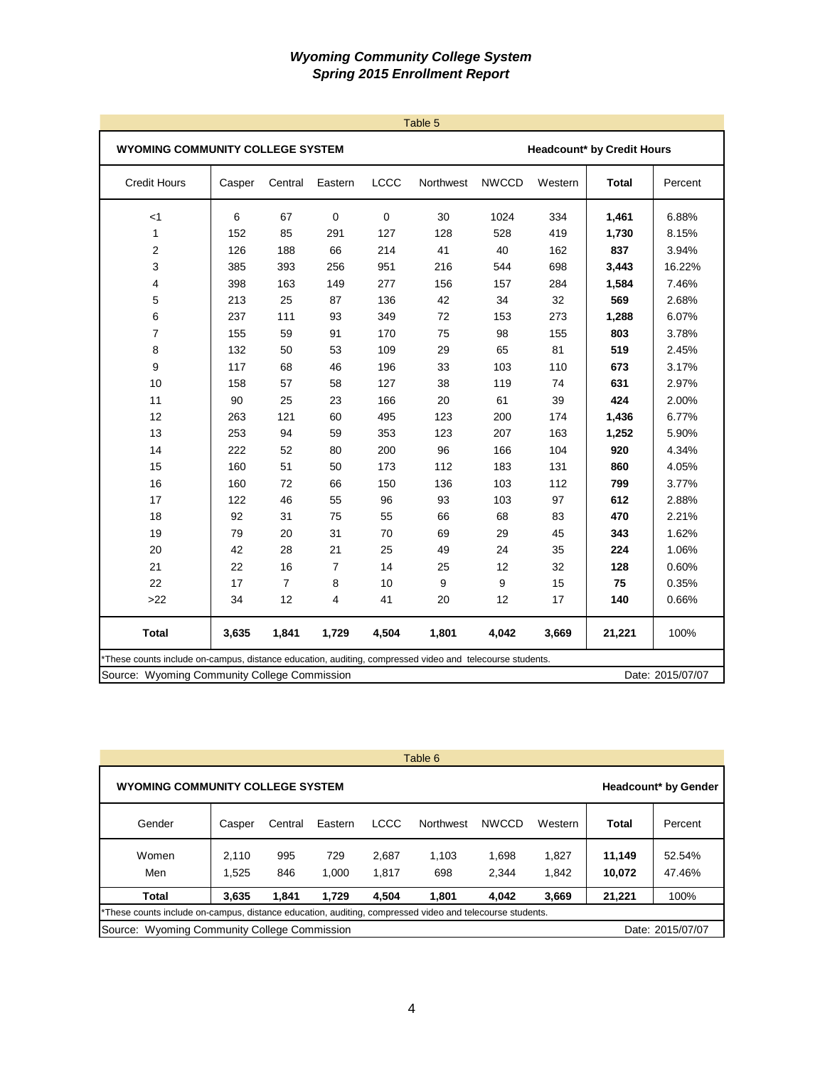# *Wyoming Community College System*
## *Spring 2015 Enrollment Report*

Table 5

**WYOMING COMMUNITY COLLEGE SYSTEM** — **Headcount* by Credit Hours**

| Credit Hours | Casper | Central | Eastern | LCCC | Northwest | NWCCD | Western | **Total** | Percent |
|---|---|---|---|---|---|---|---|---|---|
| <1 | 6 | 67 | 0 | 0 | 30 | 1024 | 334 | **1,461** | 6.88% |
| 1 | 152 | 85 | 291 | 127 | 128 | 528 | 419 | **1,730** | 8.15% |
| 2 | 126 | 188 | 66 | 214 | 41 | 40 | 162 | **837** | 3.94% |
| 3 | 385 | 393 | 256 | 951 | 216 | 544 | 698 | **3,443** | 16.22% |
| 4 | 398 | 163 | 149 | 277 | 156 | 157 | 284 | **1,584** | 7.46% |
| 5 | 213 | 25 | 87 | 136 | 42 | 34 | 32 | **569** | 2.68% |
| 6 | 237 | 111 | 93 | 349 | 72 | 153 | 273 | **1,288** | 6.07% |
| 7 | 155 | 59 | 91 | 170 | 75 | 98 | 155 | **803** | 3.78% |
| 8 | 132 | 50 | 53 | 109 | 29 | 65 | 81 | **519** | 2.45% |
| 9 | 117 | 68 | 46 | 196 | 33 | 103 | 110 | **673** | 3.17% |
| 10 | 158 | 57 | 58 | 127 | 38 | 119 | 74 | **631** | 2.97% |
| 11 | 90 | 25 | 23 | 166 | 20 | 61 | 39 | **424** | 2.00% |
| 12 | 263 | 121 | 60 | 495 | 123 | 200 | 174 | **1,436** | 6.77% |
| 13 | 253 | 94 | 59 | 353 | 123 | 207 | 163 | **1,252** | 5.90% |
| 14 | 222 | 52 | 80 | 200 | 96 | 166 | 104 | **920** | 4.34% |
| 15 | 160 | 51 | 50 | 173 | 112 | 183 | 131 | **860** | 4.05% |
| 16 | 160 | 72 | 66 | 150 | 136 | 103 | 112 | **799** | 3.77% |
| 17 | 122 | 46 | 55 | 96 | 93 | 103 | 97 | **612** | 2.88% |
| 18 | 92 | 31 | 75 | 55 | 66 | 68 | 83 | **470** | 2.21% |
| 19 | 79 | 20 | 31 | 70 | 69 | 29 | 45 | **343** | 1.62% |
| 20 | 42 | 28 | 21 | 25 | 49 | 24 | 35 | **224** | 1.06% |
| 21 | 22 | 16 | 7 | 14 | 25 | 12 | 32 | **128** | 0.60% |
| 22 | 17 | 7 | 8 | 10 | 9 | 9 | 15 | **75** | 0.35% |
| >22 | 34 | 12 | 4 | 41 | 20 | 12 | 17 | **140** | 0.66% |
| **Total** | **3,635** | **1,841** | **1,729** | **4,504** | **1,801** | **4,042** | **3,669** | **21,221** | 100% |

*These counts include on-campus, distance education, auditing, compressed video and telecourse students.

Source: Wyoming Community College Commission — Date: 2015/07/07

Table 6

**WYOMING COMMUNITY COLLEGE SYSTEM** — **Headcount* by Gender**

| Gender | Casper | Central | Eastern | LCCC | Northwest | NWCCD | Western | **Total** | Percent |
|---|---|---|---|---|---|---|---|---|---|
| Women | 2,110 | 995 | 729 | 2,687 | 1,103 | 1,698 | 1,827 | **11,149** | 52.54% |
| Men | 1,525 | 846 | 1,000 | 1,817 | 698 | 2,344 | 1,842 | **10,072** | 47.46% |
| **Total** | **3,635** | **1,841** | **1,729** | **4,504** | **1,801** | **4,042** | **3,669** | **21,221** | 100% |

*These counts include on-campus, distance education, auditing, compressed video and telecourse students.

Source: Wyoming Community College Commission — Date: 2015/07/07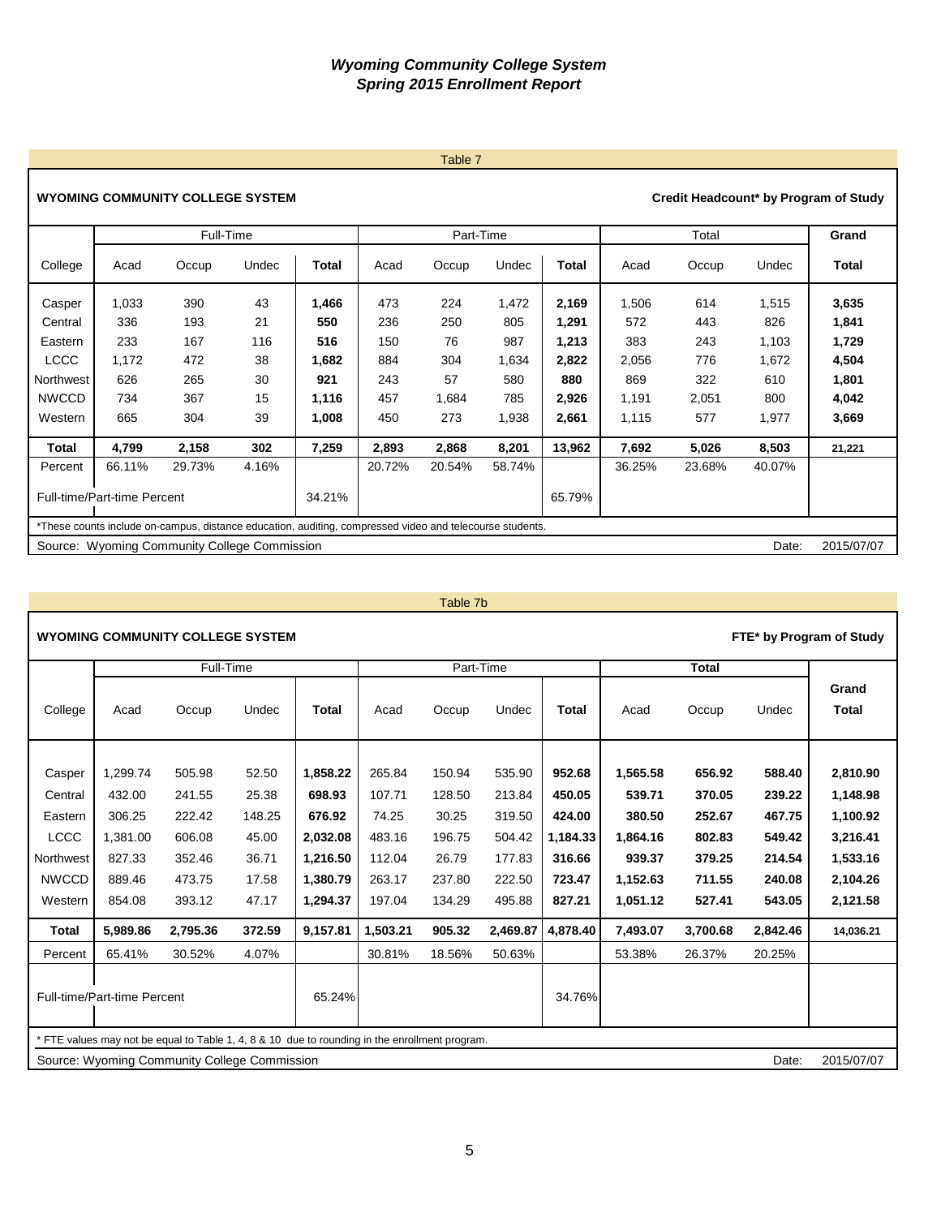# *Wyoming Community College System*
# *Spring 2015 Enrollment Report*

Table 7

**WYOMING COMMUNITY COLLEGE SYSTEM** — **Credit Headcount* by Program of Study**

| | Full-Time | | | | Part-Time | | | | Total | | | **Grand** |
|---|---|---|---|---|---|---|---|---|---|---|---|---|
| College | Acad | Occup | Undec | **Total** | Acad | Occup | Undec | **Total** | Acad | Occup | Undec | **Total** |
| Casper | 1,033 | 390 | 43 | **1,466** | 473 | 224 | 1,472 | **2,169** | 1,506 | 614 | 1,515 | **3,635** |
| Central | 336 | 193 | 21 | **550** | 236 | 250 | 805 | **1,291** | 572 | 443 | 826 | **1,841** |
| Eastern | 233 | 167 | 116 | **516** | 150 | 76 | 987 | **1,213** | 383 | 243 | 1,103 | **1,729** |
| LCCC | 1,172 | 472 | 38 | **1,682** | 884 | 304 | 1,634 | **2,822** | 2,056 | 776 | 1,672 | **4,504** |
| Northwest | 626 | 265 | 30 | **921** | 243 | 57 | 580 | **880** | 869 | 322 | 610 | **1,801** |
| NWCCD | 734 | 367 | 15 | **1,116** | 457 | 1,684 | 785 | **2,926** | 1,191 | 2,051 | 800 | **4,042** |
| Western | 665 | 304 | 39 | **1,008** | 450 | 273 | 1,938 | **2,661** | 1,115 | 577 | 1,977 | **3,669** |
| **Total** | **4,799** | **2,158** | **302** | **7,259** | **2,893** | **2,868** | **8,201** | **13,962** | **7,692** | **5,026** | **8,503** | **21,221** |
| Percent | 66.11% | 29.73% | 4.16% | | 20.72% | 20.54% | 58.74% | | 36.25% | 23.68% | 40.07% | |
| Full-time/Part-time Percent | | | | 34.21% | | | | 65.79% | | | | |

*These counts include on-campus, distance education, auditing, compressed video and telecourse students.

Source: Wyoming Community College Commission — Date: 2015/07/07

Table 7b

**WYOMING COMMUNITY COLLEGE SYSTEM** — **FTE* by Program of Study**

| | Full-Time | | | | Part-Time | | | | **Total** | | | |
|---|---|---|---|---|---|---|---|---|---|---|---|---|
| College | Acad | Occup | Undec | **Total** | Acad | Occup | Undec | **Total** | Acad | Occup | Undec | **Grand Total** |
| Casper | 1,299.74 | 505.98 | 52.50 | **1,858.22** | 265.84 | 150.94 | 535.90 | **952.68** | **1,565.58** | **656.92** | **588.40** | **2,810.90** |
| Central | 432.00 | 241.55 | 25.38 | **698.93** | 107.71 | 128.50 | 213.84 | **450.05** | **539.71** | **370.05** | **239.22** | **1,148.98** |
| Eastern | 306.25 | 222.42 | 148.25 | **676.92** | 74.25 | 30.25 | 319.50 | **424.00** | **380.50** | **252.67** | **467.75** | **1,100.92** |
| LCCC | 1,381.00 | 606.08 | 45.00 | **2,032.08** | 483.16 | 196.75 | 504.42 | **1,184.33** | **1,864.16** | **802.83** | **549.42** | **3,216.41** |
| Northwest | 827.33 | 352.46 | 36.71 | **1,216.50** | 112.04 | 26.79 | 177.83 | **316.66** | **939.37** | **379.25** | **214.54** | **1,533.16** |
| NWCCD | 889.46 | 473.75 | 17.58 | **1,380.79** | 263.17 | 237.80 | 222.50 | **723.47** | **1,152.63** | **711.55** | **240.08** | **2,104.26** |
| Western | 854.08 | 393.12 | 47.17 | **1,294.37** | 197.04 | 134.29 | 495.88 | **827.21** | **1,051.12** | **527.41** | **543.05** | **2,121.58** |
| **Total** | **5,989.86** | **2,795.36** | **372.59** | **9,157.81** | **1,503.21** | **905.32** | **2,469.87** | **4,878.40** | **7,493.07** | **3,700.68** | **2,842.46** | **14,036.21** |
| Percent | 65.41% | 30.52% | 4.07% | | 30.81% | 18.56% | 50.63% | | 53.38% | 26.37% | 20.25% | |
| Full-time/Part-time Percent | | | | 65.24% | | | | 34.76% | | | | |

* FTE values may not be equal to Table 1, 4, 8 & 10 due to rounding in the enrollment program.

Source: Wyoming Community College Commission — Date: 2015/07/07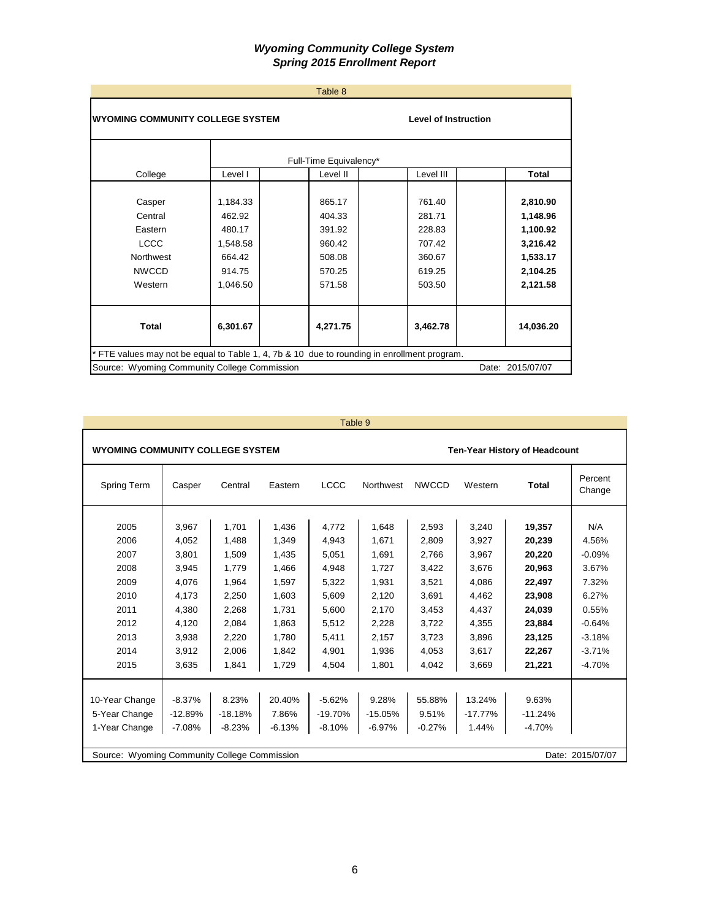# *Wyoming Community College System*
## *Spring 2015 Enrollment Report*

Table 8

**WYOMING COMMUNITY COLLEGE SYSTEM** — **Level of Instruction**

| College | Full-Time Equivalency* | | | |
|---|---|---|---|---|
| | Level I | Level II | Level III | **Total** |
| Casper | 1,184.33 | 865.17 | 761.40 | **2,810.90** |
| Central | 462.92 | 404.33 | 281.71 | **1,148.96** |
| Eastern | 480.17 | 391.92 | 228.83 | **1,100.92** |
| LCCC | 1,548.58 | 960.42 | 707.42 | **3,216.42** |
| Northwest | 664.42 | 508.08 | 360.67 | **1,533.17** |
| NWCCD | 914.75 | 570.25 | 619.25 | **2,104.25** |
| Western | 1,046.50 | 571.58 | 503.50 | **2,121.58** |
| **Total** | **6,301.67** | **4,271.75** | **3,462.78** | **14,036.20** |

\* FTE values may not be equal to Table 1, 4, 7b & 10 due to rounding in enrollment program.

Source: Wyoming Community College Commission — Date: 2015/07/07

Table 9

**WYOMING COMMUNITY COLLEGE SYSTEM** — **Ten-Year History of Headcount**

| Spring Term | Casper | Central | Eastern | LCCC | Northwest | NWCCD | Western | **Total** | Percent Change |
|---|---|---|---|---|---|---|---|---|---|
| 2005 | 3,967 | 1,701 | 1,436 | 4,772 | 1,648 | 2,593 | 3,240 | **19,357** | N/A |
| 2006 | 4,052 | 1,488 | 1,349 | 4,943 | 1,671 | 2,809 | 3,927 | **20,239** | 4.56% |
| 2007 | 3,801 | 1,509 | 1,435 | 5,051 | 1,691 | 2,766 | 3,967 | **20,220** | -0.09% |
| 2008 | 3,945 | 1,779 | 1,466 | 4,948 | 1,727 | 3,422 | 3,676 | **20,963** | 3.67% |
| 2009 | 4,076 | 1,964 | 1,597 | 5,322 | 1,931 | 3,521 | 4,086 | **22,497** | 7.32% |
| 2010 | 4,173 | 2,250 | 1,603 | 5,609 | 2,120 | 3,691 | 4,462 | **23,908** | 6.27% |
| 2011 | 4,380 | 2,268 | 1,731 | 5,600 | 2,170 | 3,453 | 4,437 | **24,039** | 0.55% |
| 2012 | 4,120 | 2,084 | 1,863 | 5,512 | 2,228 | 3,722 | 4,355 | **23,884** | -0.64% |
| 2013 | 3,938 | 2,220 | 1,780 | 5,411 | 2,157 | 3,723 | 3,896 | **23,125** | -3.18% |
| 2014 | 3,912 | 2,006 | 1,842 | 4,901 | 1,936 | 4,053 | 3,617 | **22,267** | -3.71% |
| 2015 | 3,635 | 1,841 | 1,729 | 4,504 | 1,801 | 4,042 | 3,669 | **21,221** | -4.70% |
| 10-Year Change | -8.37% | 8.23% | 20.40% | -5.62% | 9.28% | 55.88% | 13.24% | 9.63% | |
| 5-Year Change | -12.89% | -18.18% | 7.86% | -19.70% | -15.05% | 9.51% | -17.77% | -11.24% | |
| 1-Year Change | -7.08% | -8.23% | -6.13% | -8.10% | -6.97% | -0.27% | 1.44% | -4.70% | |

Source: Wyoming Community College Commission — Date: 2015/07/07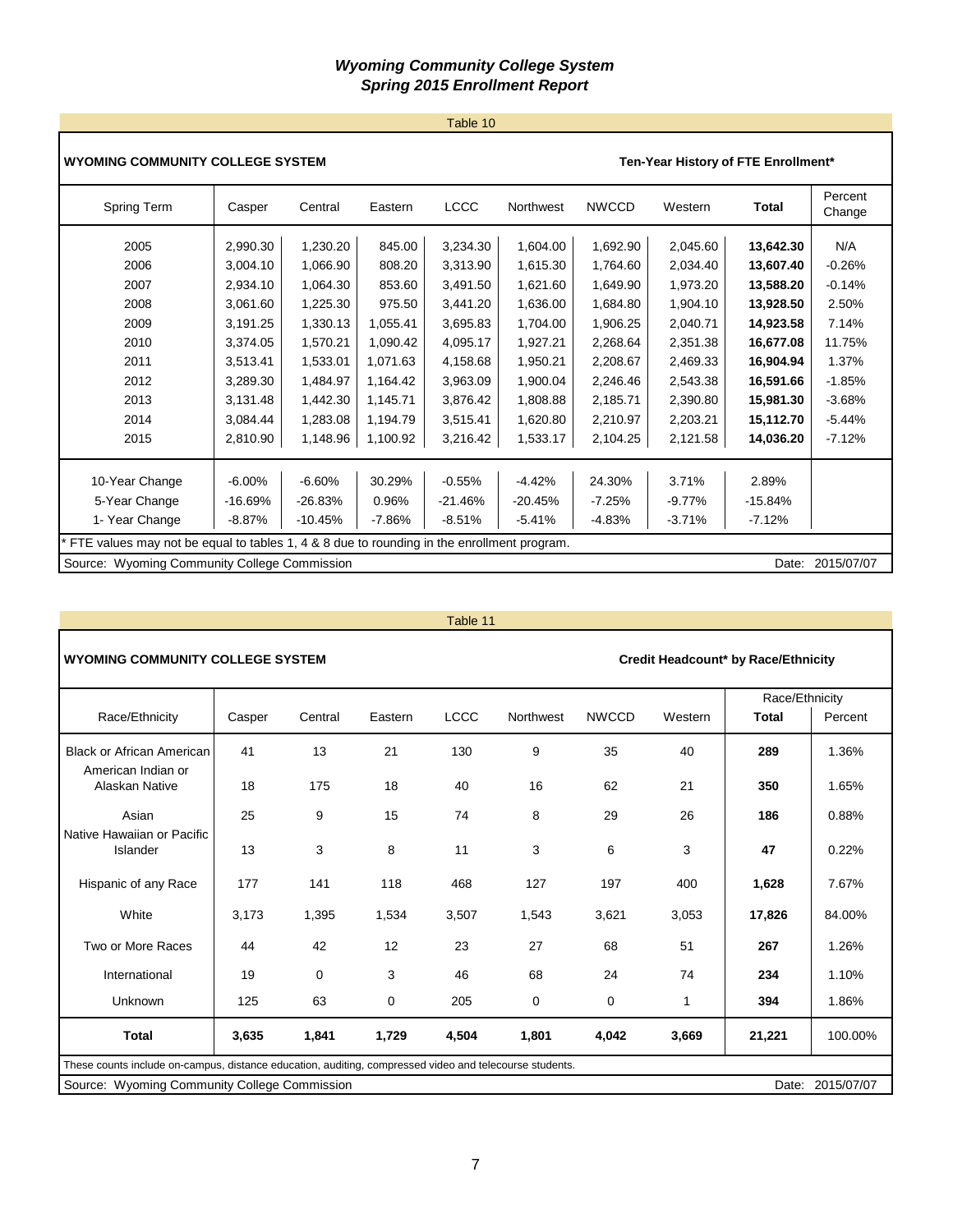# *Wyoming Community College System*
## *Spring 2015 Enrollment Report*

Table 10

**WYOMING COMMUNITY COLLEGE SYSTEM** — **Ten-Year History of FTE Enrollment***

| Spring Term | Casper | Central | Eastern | LCCC | Northwest | NWCCD | Western | **Total** | Percent Change |
|---|---|---|---|---|---|---|---|---|---|
| 2005 | 2,990.30 | 1,230.20 | 845.00 | 3,234.30 | 1,604.00 | 1,692.90 | 2,045.60 | **13,642.30** | N/A |
| 2006 | 3,004.10 | 1,066.90 | 808.20 | 3,313.90 | 1,615.30 | 1,764.60 | 2,034.40 | **13,607.40** | -0.26% |
| 2007 | 2,934.10 | 1,064.30 | 853.60 | 3,491.50 | 1,621.60 | 1,649.90 | 1,973.20 | **13,588.20** | -0.14% |
| 2008 | 3,061.60 | 1,225.30 | 975.50 | 3,441.20 | 1,636.00 | 1,684.80 | 1,904.10 | **13,928.50** | 2.50% |
| 2009 | 3,191.25 | 1,330.13 | 1,055.41 | 3,695.83 | 1,704.00 | 1,906.25 | 2,040.71 | **14,923.58** | 7.14% |
| 2010 | 3,374.05 | 1,570.21 | 1,090.42 | 4,095.17 | 1,927.21 | 2,268.64 | 2,351.38 | **16,677.08** | 11.75% |
| 2011 | 3,513.41 | 1,533.01 | 1,071.63 | 4,158.68 | 1,950.21 | 2,208.67 | 2,469.33 | **16,904.94** | 1.37% |
| 2012 | 3,289.30 | 1,484.97 | 1,164.42 | 3,963.09 | 1,900.04 | 2,246.46 | 2,543.38 | **16,591.66** | -1.85% |
| 2013 | 3,131.48 | 1,442.30 | 1,145.71 | 3,876.42 | 1,808.88 | 2,185.71 | 2,390.80 | **15,981.30** | -3.68% |
| 2014 | 3,084.44 | 1,283.08 | 1,194.79 | 3,515.41 | 1,620.80 | 2,210.97 | 2,203.21 | **15,112.70** | -5.44% |
| 2015 | 2,810.90 | 1,148.96 | 1,100.92 | 3,216.42 | 1,533.17 | 2,104.25 | 2,121.58 | **14,036.20** | -7.12% |
| 10-Year Change | -6.00% | -6.60% | 30.29% | -0.55% | -4.42% | 24.30% | 3.71% | 2.89% | |
| 5-Year Change | -16.69% | -26.83% | 0.96% | -21.46% | -20.45% | -7.25% | -9.77% | -15.84% | |
| 1- Year Change | -8.87% | -10.45% | -7.86% | -8.51% | -5.41% | -4.83% | -3.71% | -7.12% | |

* FTE values may not be equal to tables 1, 4 & 8 due to rounding in the enrollment program.

Source: Wyoming Community College Commission — Date: 2015/07/07

Table 11

**WYOMING COMMUNITY COLLEGE SYSTEM** — **Credit Headcount* by Race/Ethnicity**

| Race/Ethnicity | Casper | Central | Eastern | LCCC | Northwest | NWCCD | Western | Race/Ethnicity **Total** | Percent |
|---|---|---|---|---|---|---|---|---|---|
| Black or African American | 41 | 13 | 21 | 130 | 9 | 35 | 40 | **289** | 1.36% |
| American Indian or Alaskan Native | 18 | 175 | 18 | 40 | 16 | 62 | 21 | **350** | 1.65% |
| Asian | 25 | 9 | 15 | 74 | 8 | 29 | 26 | **186** | 0.88% |
| Native Hawaiian or Pacific Islander | 13 | 3 | 8 | 11 | 3 | 6 | 3 | **47** | 0.22% |
| Hispanic of any Race | 177 | 141 | 118 | 468 | 127 | 197 | 400 | **1,628** | 7.67% |
| White | 3,173 | 1,395 | 1,534 | 3,507 | 1,543 | 3,621 | 3,053 | **17,826** | 84.00% |
| Two or More Races | 44 | 42 | 12 | 23 | 27 | 68 | 51 | **267** | 1.26% |
| International | 19 | 0 | 3 | 46 | 68 | 24 | 74 | **234** | 1.10% |
| Unknown | 125 | 63 | 0 | 205 | 0 | 0 | 1 | **394** | 1.86% |
| **Total** | **3,635** | **1,841** | **1,729** | **4,504** | **1,801** | **4,042** | **3,669** | **21,221** | 100.00% |

These counts include on-campus, distance education, auditing, compressed video and telecourse students.

Source: Wyoming Community College Commission — Date: 2015/07/07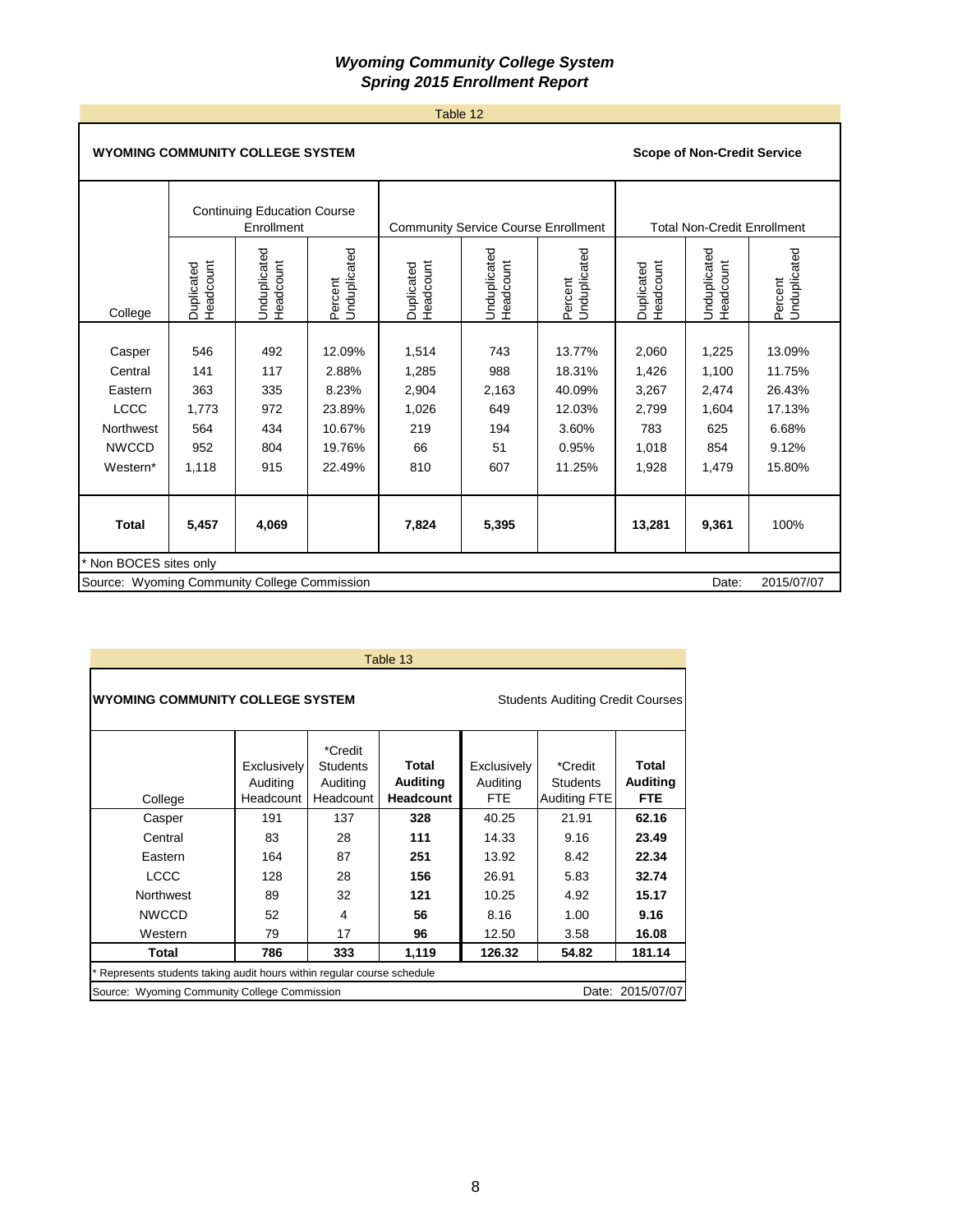*Wyoming Community College System*
*Spring 2015 Enrollment Report*

Table 12

**WYOMING COMMUNITY COLLEGE SYSTEM** — **Scope of Non-Credit Service**

| | Continuing Education Course Enrollment | | | Community Service Course Enrollment | | | Total Non-Credit Enrollment | | |
|---|---|---|---|---|---|---|---|---|---|
| College | Duplicated Headcount | Unduplicated Headcount | Percent Unduplicated | Duplicated Headcount | Unduplicated Headcount | Percent Unduplicated | Duplicated Headcount | Unduplicated Headcount | Percent Unduplicated |
| Casper | 546 | 492 | 12.09% | 1,514 | 743 | 13.77% | 2,060 | 1,225 | 13.09% |
| Central | 141 | 117 | 2.88% | 1,285 | 988 | 18.31% | 1,426 | 1,100 | 11.75% |
| Eastern | 363 | 335 | 8.23% | 2,904 | 2,163 | 40.09% | 3,267 | 2,474 | 26.43% |
| LCCC | 1,773 | 972 | 23.89% | 1,026 | 649 | 12.03% | 2,799 | 1,604 | 17.13% |
| Northwest | 564 | 434 | 10.67% | 219 | 194 | 3.60% | 783 | 625 | 6.68% |
| NWCCD | 952 | 804 | 19.76% | 66 | 51 | 0.95% | 1,018 | 854 | 9.12% |
| Western* | 1,118 | 915 | 22.49% | 810 | 607 | 11.25% | 1,928 | 1,479 | 15.80% |
| **Total** | **5,457** | **4,069** | | **7,824** | **5,395** | | **13,281** | **9,361** | 100% |

\* Non BOCES sites only

Source: Wyoming Community College Commission — Date: 2015/07/07

Table 13

**WYOMING COMMUNITY COLLEGE SYSTEM** — Students Auditing Credit Courses

| College | Exclusively Auditing Headcount | *Credit Students Auditing Headcount | **Total Auditing Headcount** | Exclusively Auditing FTE | *Credit Students Auditing FTE | **Total Auditing FTE** |
|---|---|---|---|---|---|---|
| Casper | 191 | 137 | **328** | 40.25 | 21.91 | **62.16** |
| Central | 83 | 28 | **111** | 14.33 | 9.16 | **23.49** |
| Eastern | 164 | 87 | **251** | 13.92 | 8.42 | **22.34** |
| LCCC | 128 | 28 | **156** | 26.91 | 5.83 | **32.74** |
| Northwest | 89 | 32 | **121** | 10.25 | 4.92 | **15.17** |
| NWCCD | 52 | 4 | **56** | 8.16 | 1.00 | **9.16** |
| Western | 79 | 17 | **96** | 12.50 | 3.58 | **16.08** |
| **Total** | **786** | **333** | **1,119** | **126.32** | **54.82** | **181.14** |

\* Represents students taking audit hours within regular course schedule

Source: Wyoming Community College Commission — Date: 2015/07/07